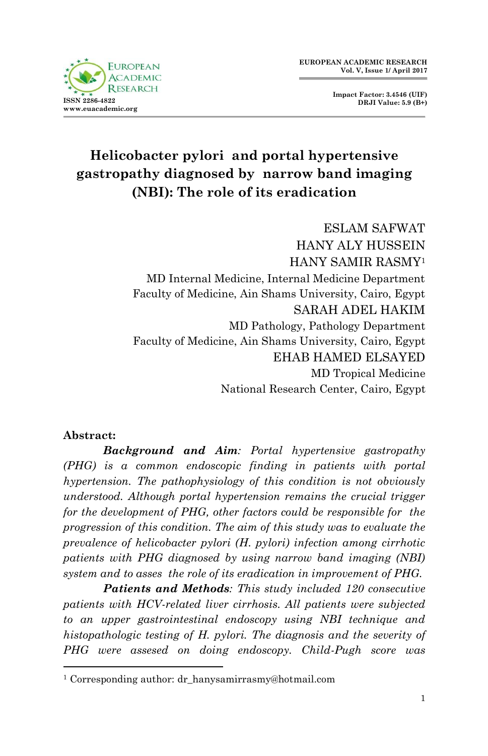# Helicobacter pylori and portal hypertensive gastropathy diagnosed by narrow band imaging (NBI): The role of its eradication

ESLAM SAFWAT
HANY ALY HUSSEIN
HANY SAMIR RASMY[1]
MD Internal Medicine, Internal Medicine Department
Faculty of Medicine, Ain Shams University, Cairo, Egypt
SARAH ADEL HAKIM
MD Pathology, Pathology Department
Faculty of Medicine, Ain Shams University, Cairo, Egypt
EHAB HAMED ELSAYED
MD Tropical Medicine
National Research Center, Cairo, Egypt

**Abstract:**

***Background and Aim**: Portal hypertensive gastropathy (PHG) is a common endoscopic finding in patients with portal hypertension. The pathophysiology of this condition is not obviously understood. Although portal hypertension remains the crucial trigger for the development of PHG, other factors could be responsible for the progression of this condition. The aim of this study was to evaluate the prevalence of helicobacter pylori (H. pylori) infection among cirrhotic patients with PHG diagnosed by using narrow band imaging (NBI) system and to asses the role of its eradication in improvement of PHG.*

***Patients and Methods**: This study included 120 consecutive patients with HCV-related liver cirrhosis. All patients were subjected to an upper gastrointestinal endoscopy using NBI technique and histopathologic testing of H. pylori. The diagnosis and the severity of PHG were assesed on doing endoscopy. Child-Pugh score was*

[1] Corresponding author: dr_hanysamirrasmy@hotmail.com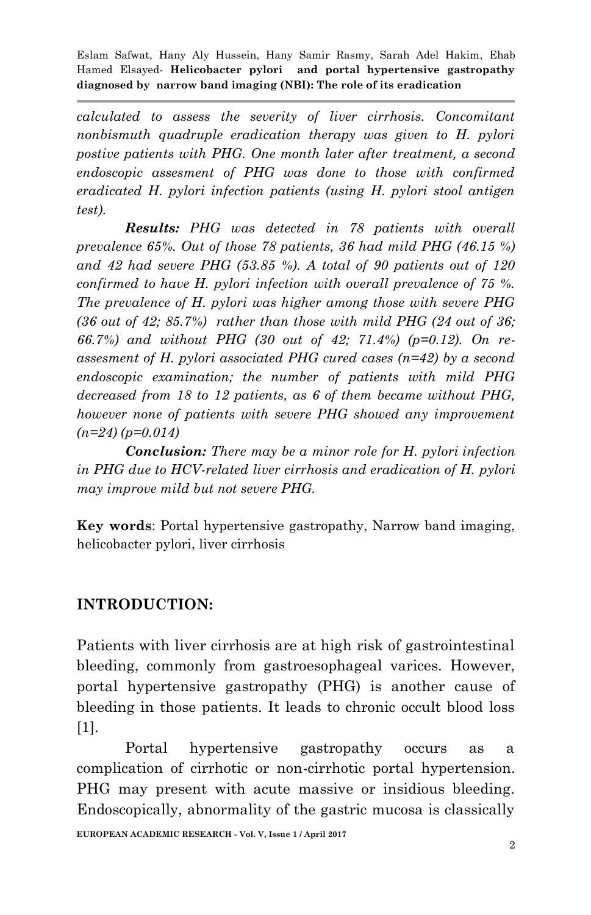*calculated to assess the severity of liver cirrhosis. Concomitant nonbismuth quadruple eradication therapy was given to H. pylori postive patients with PHG. One month later after treatment, a second endoscopic assesment of PHG was done to those with confirmed eradicated H. pylori infection patients (using H. pylori stool antigen test).*

***Results:*** *PHG was detected in 78 patients with overall prevalence 65%. Out of those 78 patients, 36 had mild PHG (46.15 %) and 42 had severe PHG (53.85 %). A total of 90 patients out of 120 confirmed to have H. pylori infection with overall prevalence of 75 %. The prevalence of H. pylori was higher among those with severe PHG (36 out of 42; 85.7%) rather than those with mild PHG (24 out of 36; 66.7%) and without PHG (30 out of 42; 71.4%) (p=0.12). On re-assesment of H. pylori associated PHG cured cases (n=42) by a second endoscopic examination; the number of patients with mild PHG decreased from 18 to 12 patients, as 6 of them became without PHG, however none of patients with severe PHG showed any improvement (n=24) (p=0.014)*

***Conclusion:*** *There may be a minor role for H. pylori infection in PHG due to HCV-related liver cirrhosis and eradication of H. pylori may improve mild but not severe PHG.*

**Key words**: Portal hypertensive gastropathy, Narrow band imaging, helicobacter pylori, liver cirrhosis

## INTRODUCTION:

Patients with liver cirrhosis are at high risk of gastrointestinal bleeding, commonly from gastroesophageal varices. However, portal hypertensive gastropathy (PHG) is another cause of bleeding in those patients. It leads to chronic occult blood loss [1].

Portal hypertensive gastropathy occurs as a complication of cirrhotic or non-cirrhotic portal hypertension. PHG may present with acute massive or insidious bleeding. Endoscopically, abnormality of the gastric mucosa is classically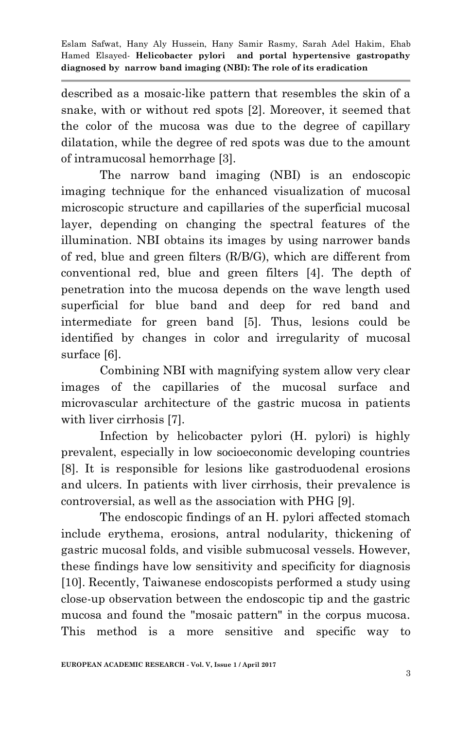described as a mosaic-like pattern that resembles the skin of a snake, with or without red spots [2]. Moreover, it seemed that the color of the mucosa was due to the degree of capillary dilatation, while the degree of red spots was due to the amount of intramucosal hemorrhage [3].

The narrow band imaging (NBI) is an endoscopic imaging technique for the enhanced visualization of mucosal microscopic structure and capillaries of the superficial mucosal layer, depending on changing the spectral features of the illumination. NBI obtains its images by using narrower bands of red, blue and green filters (R/B/G), which are different from conventional red, blue and green filters [4]. The depth of penetration into the mucosa depends on the wave length used superficial for blue band and deep for red band and intermediate for green band [5]. Thus, lesions could be identified by changes in color and irregularity of mucosal surface [6].

Combining NBI with magnifying system allow very clear images of the capillaries of the mucosal surface and microvascular architecture of the gastric mucosa in patients with liver cirrhosis [7].

Infection by helicobacter pylori (H. pylori) is highly prevalent, especially in low socioeconomic developing countries [8]. It is responsible for lesions like gastroduodenal erosions and ulcers. In patients with liver cirrhosis, their prevalence is controversial, as well as the association with PHG [9].

The endoscopic findings of an H. pylori affected stomach include erythema, erosions, antral nodularity, thickening of gastric mucosal folds, and visible submucosal vessels. However, these findings have low sensitivity and specificity for diagnosis [10]. Recently, Taiwanese endoscopists performed a study using close-up observation between the endoscopic tip and the gastric mucosa and found the "mosaic pattern" in the corpus mucosa. This method is a more sensitive and specific way to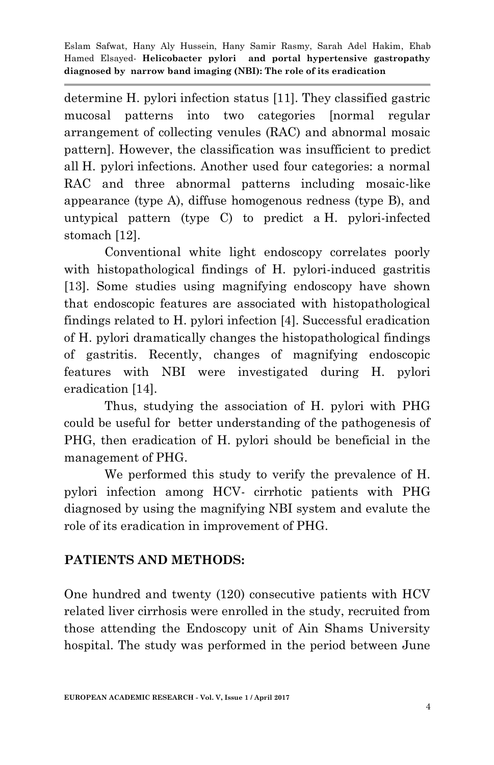determine H. pylori infection status [11]. They classified gastric mucosal patterns into two categories [normal regular arrangement of collecting venules (RAC) and abnormal mosaic pattern]. However, the classification was insufficient to predict all H. pylori infections. Another used four categories: a normal RAC and three abnormal patterns including mosaic-like appearance (type A), diffuse homogenous redness (type B), and untypical pattern (type C) to predict a H. pylori-infected stomach [12].

Conventional white light endoscopy correlates poorly with histopathological findings of H. pylori-induced gastritis [13]. Some studies using magnifying endoscopy have shown that endoscopic features are associated with histopathological findings related to H. pylori infection [4]. Successful eradication of H. pylori dramatically changes the histopathological findings of gastritis. Recently, changes of magnifying endoscopic features with NBI were investigated during H. pylori eradication [14].

Thus, studying the association of H. pylori with PHG could be useful for better understanding of the pathogenesis of PHG, then eradication of H. pylori should be beneficial in the management of PHG.

We performed this study to verify the prevalence of H. pylori infection among HCV- cirrhotic patients with PHG diagnosed by using the magnifying NBI system and evalute the role of its eradication in improvement of PHG.

## PATIENTS AND METHODS:

One hundred and twenty (120) consecutive patients with HCV related liver cirrhosis were enrolled in the study, recruited from those attending the Endoscopy unit of Ain Shams University hospital. The study was performed in the period between June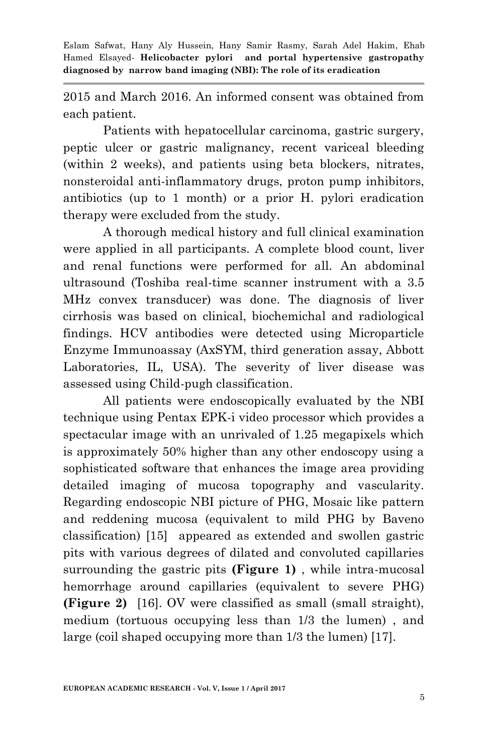2015 and March 2016. An informed consent was obtained from each patient.

Patients with hepatocellular carcinoma, gastric surgery, peptic ulcer or gastric malignancy, recent variceal bleeding (within 2 weeks), and patients using beta blockers, nitrates, nonsteroidal anti-inflammatory drugs, proton pump inhibitors, antibiotics (up to 1 month) or a prior H. pylori eradication therapy were excluded from the study.

A thorough medical history and full clinical examination were applied in all participants. A complete blood count, liver and renal functions were performed for all. An abdominal ultrasound (Toshiba real-time scanner instrument with a 3.5 MHz convex transducer) was done. The diagnosis of liver cirrhosis was based on clinical, biochemichal and radiological findings. HCV antibodies were detected using Microparticle Enzyme Immunoassay (AxSYM, third generation assay, Abbott Laboratories, IL, USA). The severity of liver disease was assessed using Child-pugh classification.

All patients were endoscopically evaluated by the NBI technique using Pentax EPK-i video processor which provides a spectacular image with an unrivaled of 1.25 megapixels which is approximately 50% higher than any other endoscopy using a sophisticated software that enhances the image area providing detailed imaging of mucosa topography and vascularity. Regarding endoscopic NBI picture of PHG, Mosaic like pattern and reddening mucosa (equivalent to mild PHG by Baveno classification) [15] appeared as extended and swollen gastric pits with various degrees of dilated and convoluted capillaries surrounding the gastric pits **(Figure 1)** , while intra-mucosal hemorrhage around capillaries (equivalent to severe PHG) **(Figure 2)** [16]. OV were classified as small (small straight), medium (tortuous occupying less than 1/3 the lumen) , and large (coil shaped occupying more than 1/3 the lumen) [17].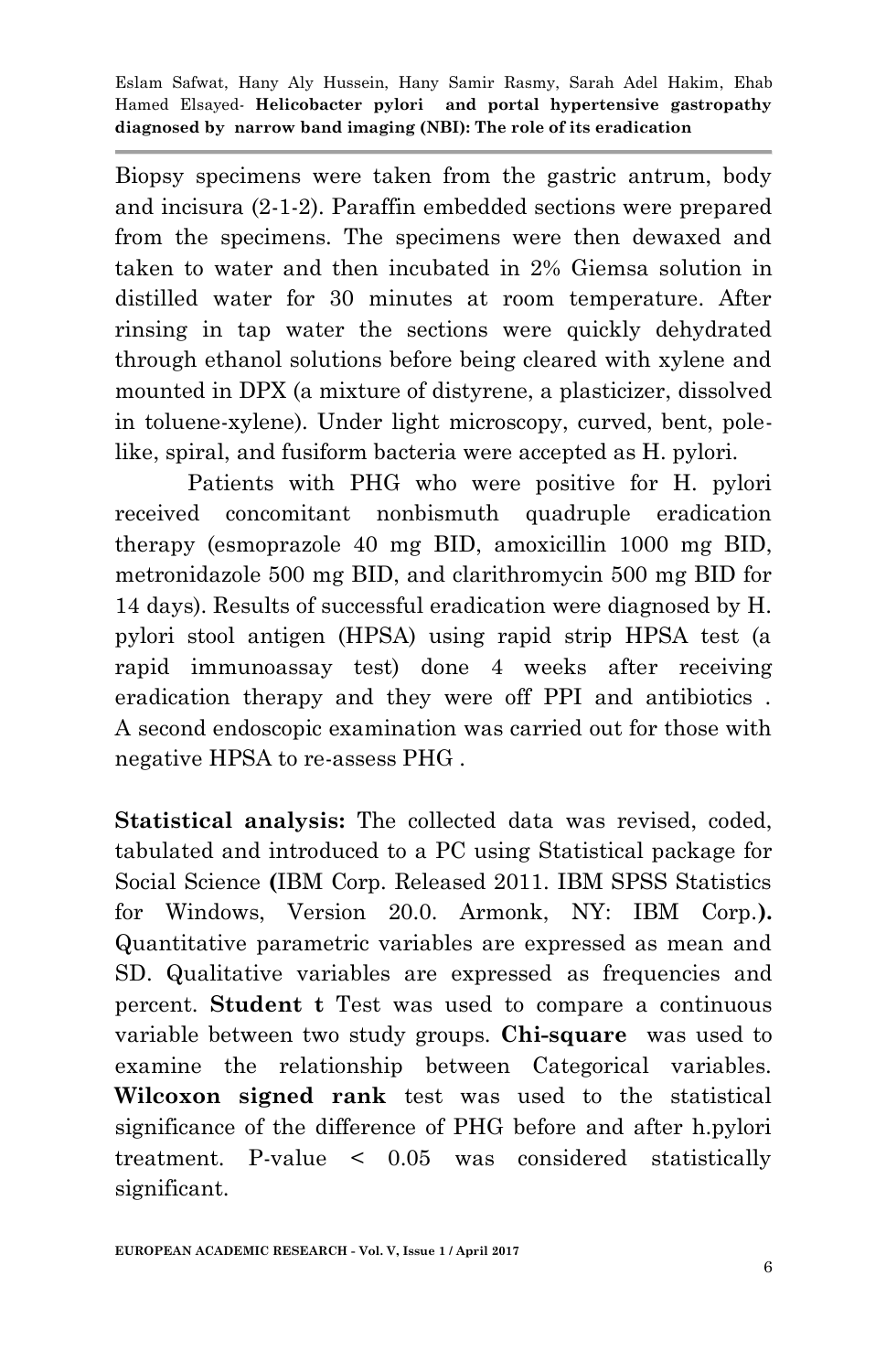Biopsy specimens were taken from the gastric antrum, body and incisura (2-1-2). Paraffin embedded sections were prepared from the specimens. The specimens were then dewaxed and taken to water and then incubated in 2% Giemsa solution in distilled water for 30 minutes at room temperature. After rinsing in tap water the sections were quickly dehydrated through ethanol solutions before being cleared with xylene and mounted in DPX (a mixture of distyrene, a plasticizer, dissolved in toluene-xylene). Under light microscopy, curved, bent, pole-like, spiral, and fusiform bacteria were accepted as H. pylori.

Patients with PHG who were positive for H. pylori received concomitant nonbismuth quadruple eradication therapy (esmoprazole 40 mg BID, amoxicillin 1000 mg BID, metronidazole 500 mg BID, and clarithromycin 500 mg BID for 14 days). Results of successful eradication were diagnosed by H. pylori stool antigen (HPSA) using rapid strip HPSA test (a rapid immunoassay test) done 4 weeks after receiving eradication therapy and they were off PPI and antibiotics . A second endoscopic examination was carried out for those with negative HPSA to re-assess PHG .

**Statistical analysis:** The collected data was revised, coded, tabulated and introduced to a PC using Statistical package for Social Science **(**IBM Corp. Released 2011. IBM SPSS Statistics for Windows, Version 20.0. Armonk, NY: IBM Corp.**).** Quantitative parametric variables are expressed as mean and SD. Qualitative variables are expressed as frequencies and percent. **Student t** Test was used to compare a continuous variable between two study groups. **Chi-square** was used to examine the relationship between Categorical variables. **Wilcoxon signed rank** test was used to the statistical significance of the difference of PHG before and after h.pylori treatment. P-value < 0.05 was considered statistically significant.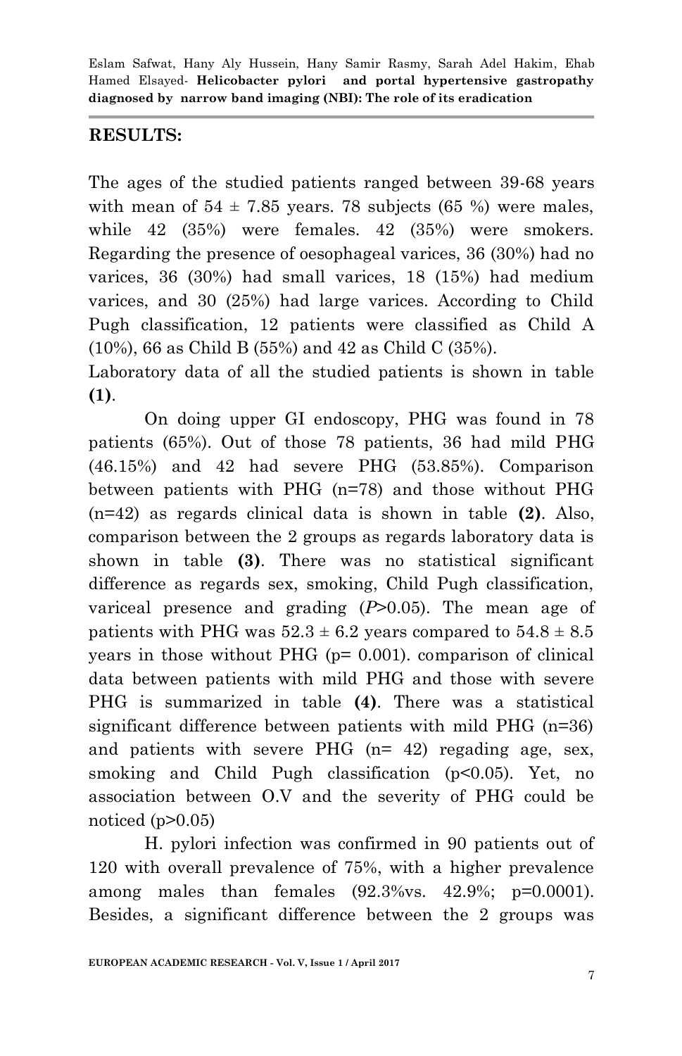## RESULTS:

The ages of the studied patients ranged between 39-68 years with mean of 54 ± 7.85 years. 78 subjects (65 %) were males, while 42 (35%) were females. 42 (35%) were smokers. Regarding the presence of oesophageal varices, 36 (30%) had no varices, 36 (30%) had small varices, 18 (15%) had medium varices, and 30 (25%) had large varices. According to Child Pugh classification, 12 patients were classified as Child A (10%), 66 as Child B (55%) and 42 as Child C (35%).

Laboratory data of all the studied patients is shown in table **(1)**.

On doing upper GI endoscopy, PHG was found in 78 patients (65%). Out of those 78 patients, 36 had mild PHG (46.15%) and 42 had severe PHG (53.85%). Comparison between patients with PHG (n=78) and those without PHG (n=42) as regards clinical data is shown in table **(2)**. Also, comparison between the 2 groups as regards laboratory data is shown in table **(3)**. There was no statistical significant difference as regards sex, smoking, Child Pugh classification, variceal presence and grading (*P*>0.05). The mean age of patients with PHG was 52.3 ± 6.2 years compared to 54.8 ± 8.5 years in those without PHG (p= 0.001). comparison of clinical data between patients with mild PHG and those with severe PHG is summarized in table **(4)**. There was a statistical significant difference between patients with mild PHG (n=36) and patients with severe PHG (n= 42) regading age, sex, smoking and Child Pugh classification (p<0.05). Yet, no association between O.V and the severity of PHG could be noticed (p>0.05)

H. pylori infection was confirmed in 90 patients out of 120 with overall prevalence of 75%, with a higher prevalence among males than females (92.3%vs. 42.9%; p=0.0001). Besides, a significant difference between the 2 groups was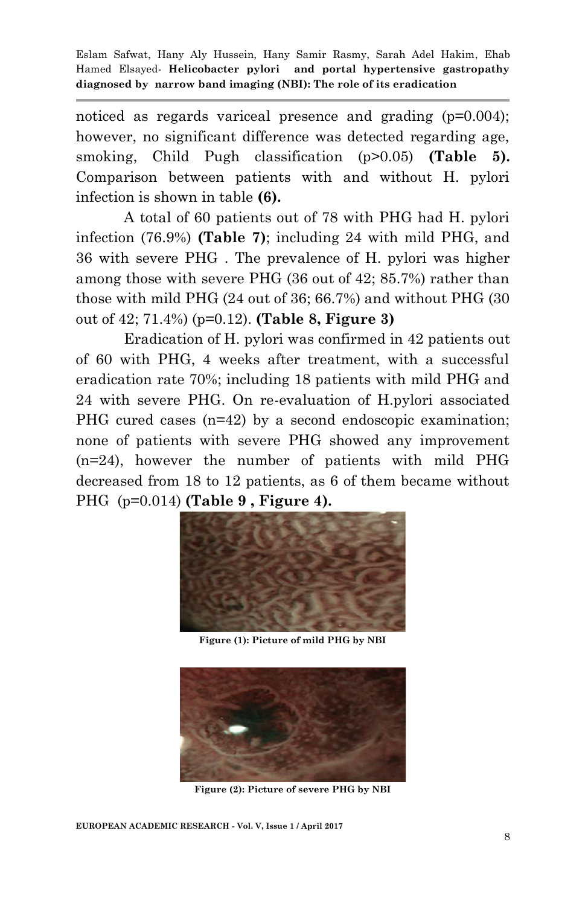noticed as regards variceal presence and grading ($p=0.004$); however, no significant difference was detected regarding age, smoking, Child Pugh classification ($p>0.05$) **(Table 5).** Comparison between patients with and without H. pylori infection is shown in table **(6).**

A total of 60 patients out of 78 with PHG had H. pylori infection (76.9%) **(Table 7)**; including 24 with mild PHG, and 36 with severe PHG . The prevalence of H. pylori was higher among those with severe PHG (36 out of 42; 85.7%) rather than those with mild PHG (24 out of 36; 66.7%) and without PHG (30 out of 42; 71.4%) ($p=0.12$). **(Table 8, Figure 3)**

Eradication of H. pylori was confirmed in 42 patients out of 60 with PHG, 4 weeks after treatment, with a successful eradication rate 70%; including 18 patients with mild PHG and 24 with severe PHG. On re-evaluation of H.pylori associated PHG cured cases (n=42) by a second endoscopic examination; none of patients with severe PHG showed any improvement (n=24), however the number of patients with mild PHG decreased from 18 to 12 patients, as 6 of them became without PHG ($p=0.014$) **(Table 9 , Figure 4).**

**Figure (1): Picture of mild PHG by NBI**

**Figure (2): Picture of severe PHG by NBI**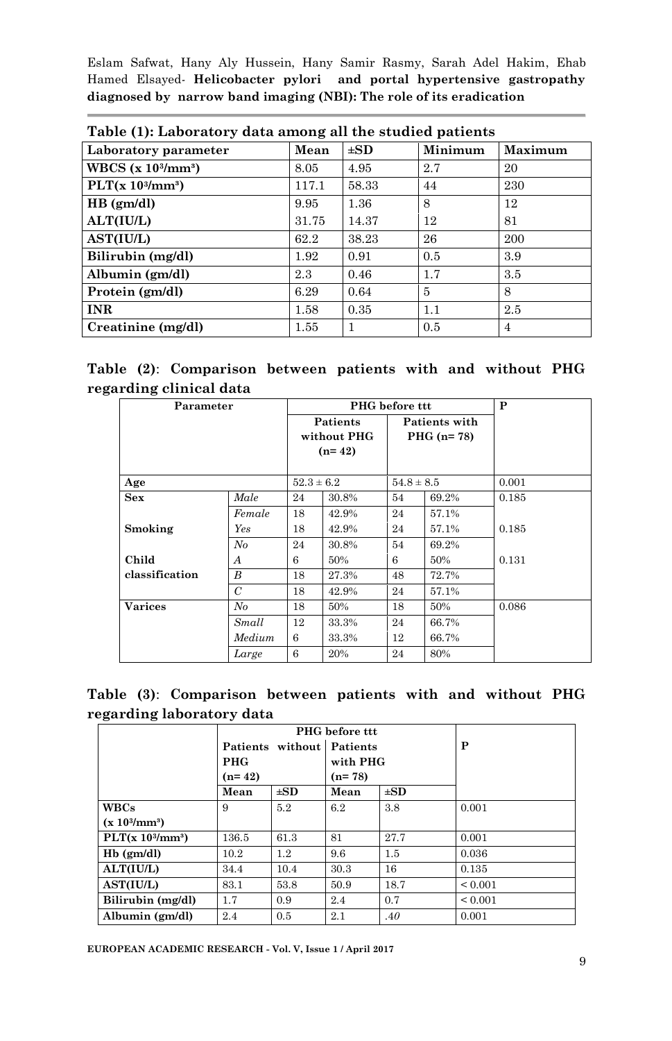**Table (1): Laboratory data among all the studied patients**

| Laboratory parameter | Mean | ±SD | Minimum | Maximum |
|---|---|---|---|---|
| **WBCS (x $10^3$/mm$^3$)** | 8.05 | 4.95 | 2.7 | 20 |
| **PLT(x $10^3$/mm$^3$)** | 117.1 | 58.33 | 44 | 230 |
| **HB (gm/dl)** | 9.95 | 1.36 | 8 | 12 |
| **ALT(IU/L)** | 31.75 | 14.37 | 12 | 81 |
| **AST(IU/L)** | 62.2 | 38.23 | 26 | 200 |
| **Bilirubin (mg/dl)** | 1.92 | 0.91 | 0.5 | 3.9 |
| **Albumin (gm/dl)** | 2.3 | 0.46 | 1.7 | 3.5 |
| **Protein (gm/dl)** | 6.29 | 0.64 | 5 | 8 |
| **INR** | 1.58 | 0.35 | 1.1 | 2.5 |
| **Creatinine (mg/dl)** | 1.55 | 1 | 0.5 | 4 |

**Table (2)**: **Comparison between patients with and without PHG regarding clinical data**

| Parameter | | PHG before ttt | | | | P |
|---|---|---|---|---|---|---|
| | | Patients without PHG (n= 42) | | Patients with PHG (n= 78) | | |
| **Age** | | 52.3 ± 6.2 | | 54.8 ± 8.5 | | 0.001 |
| **Sex** | *Male* | 24 | 30.8% | 54 | 69.2% | 0.185 |
| | *Female* | 18 | 42.9% | 24 | 57.1% | |
| **Smoking** | *Yes* | 18 | 42.9% | 24 | 57.1% | 0.185 |
| | *No* | 24 | 30.8% | 54 | 69.2% | |
| **Child classification** | *A* | 6 | 50% | 6 | 50% | 0.131 |
| | *B* | 18 | 27.3% | 48 | 72.7% | |
| | *C* | 18 | 42.9% | 24 | 57.1% | |
| **Varices** | *No* | 18 | 50% | 18 | 50% | 0.086 |
| | *Small* | 12 | 33.3% | 24 | 66.7% | |
| | *Medium* | 6 | 33.3% | 12 | 66.7% | |
| | *Large* | 6 | 20% | 24 | 80% | |

**Table (3)**: **Comparison between patients with and without PHG regarding laboratory data**

| | PHG before ttt | | | | P |
|---|---|---|---|---|---|
| | Patients without PHG (n= 42) | | Patients with PHG (n= 78) | | |
| | Mean | ±SD | Mean | ±SD | |
| **WBCs (x $10^3$/mm$^3$)** | 9 | 5.2 | 6.2 | 3.8 | 0.001 |
| **PLT(x $10^3$/mm$^3$)** | 136.5 | 61.3 | 81 | 27.7 | 0.001 |
| **Hb (gm/dl)** | 10.2 | 1.2 | 9.6 | 1.5 | 0.036 |
| **ALT(IU/L)** | 34.4 | 10.4 | 30.3 | 16 | 0.135 |
| **AST(IU/L)** | 83.1 | 53.8 | 50.9 | 18.7 | < 0.001 |
| **Bilirubin (mg/dl)** | 1.7 | 0.9 | 2.4 | 0.7 | < 0.001 |
| **Albumin (gm/dl)** | 2.4 | 0.5 | 2.1 | *.40* | 0.001 |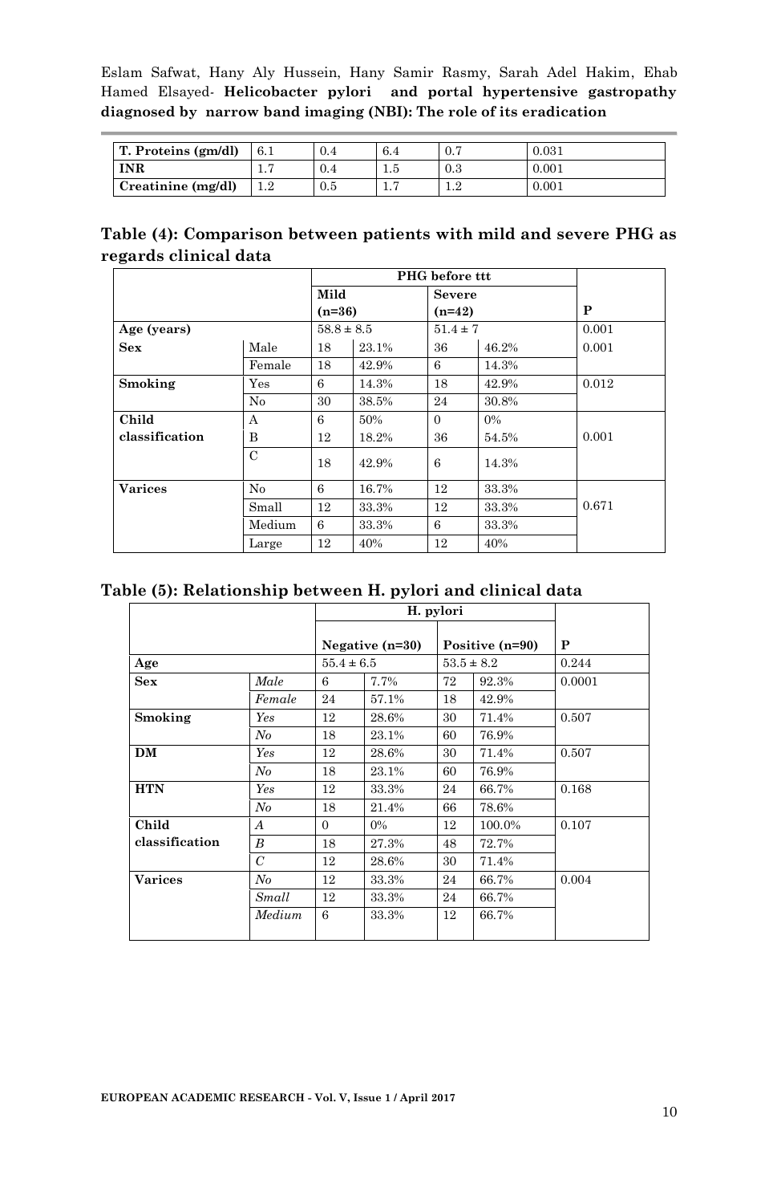| T. Proteins (gm/dl) | 6.1 | 0.4 | 6.4 | 0.7 | 0.031 |
|---|---|---|---|---|---|
| INR | 1.7 | 0.4 | 1.5 | 0.3 | 0.001 |
| Creatinine (mg/dl) | 1.2 | 0.5 | 1.7 | 1.2 | 0.001 |

### Table (4): Comparison between patients with mild and severe PHG as regards clinical data

| | | PHG before ttt | | | | |
|---|---|---|---|---|---|---|
| | | Mild (n=36) | | Severe (n=42) | | P |
| Age (years) | | 58.8 ± 8.5 | | 51.4 ± 7 | | 0.001 |
| Sex | Male | 18 | 23.1% | 36 | 46.2% | 0.001 |
| | Female | 18 | 42.9% | 6 | 14.3% | |
| Smoking | Yes | 6 | 14.3% | 18 | 42.9% | 0.012 |
| | No | 30 | 38.5% | 24 | 30.8% | |
| Child classification | A | 6 | 50% | 0 | 0% | 0.001 |
| | B | 12 | 18.2% | 36 | 54.5% | |
| | C | 18 | 42.9% | 6 | 14.3% | |
| Varices | No | 6 | 16.7% | 12 | 33.3% | 0.671 |
| | Small | 12 | 33.3% | 12 | 33.3% | |
| | Medium | 6 | 33.3% | 6 | 33.3% | |
| | Large | 12 | 40% | 12 | 40% | |

### Table (5): Relationship between H. pylori and clinical data

| | | H. pylori | | | | |
|---|---|---|---|---|---|---|
| | | Negative (n=30) | | Positive (n=90) | | P |
| Age | | 55.4 ± 6.5 | | 53.5 ± 8.2 | | 0.244 |
| Sex | *Male* | 6 | 7.7% | 72 | 92.3% | 0.0001 |
| | *Female* | 24 | 57.1% | 18 | 42.9% | |
| Smoking | *Yes* | 12 | 28.6% | 30 | 71.4% | 0.507 |
| | *No* | 18 | 23.1% | 60 | 76.9% | |
| DM | *Yes* | 12 | 28.6% | 30 | 71.4% | 0.507 |
| | *No* | 18 | 23.1% | 60 | 76.9% | |
| HTN | *Yes* | 12 | 33.3% | 24 | 66.7% | 0.168 |
| | *No* | 18 | 21.4% | 66 | 78.6% | |
| Child classification | *A* | 0 | 0% | 12 | 100.0% | 0.107 |
| | *B* | 18 | 27.3% | 48 | 72.7% | |
| | *C* | 12 | 28.6% | 30 | 71.4% | |
| Varices | *No* | 12 | 33.3% | 24 | 66.7% | 0.004 |
| | *Small* | 12 | 33.3% | 24 | 66.7% | |
| | *Medium* | 6 | 33.3% | 12 | 66.7% | |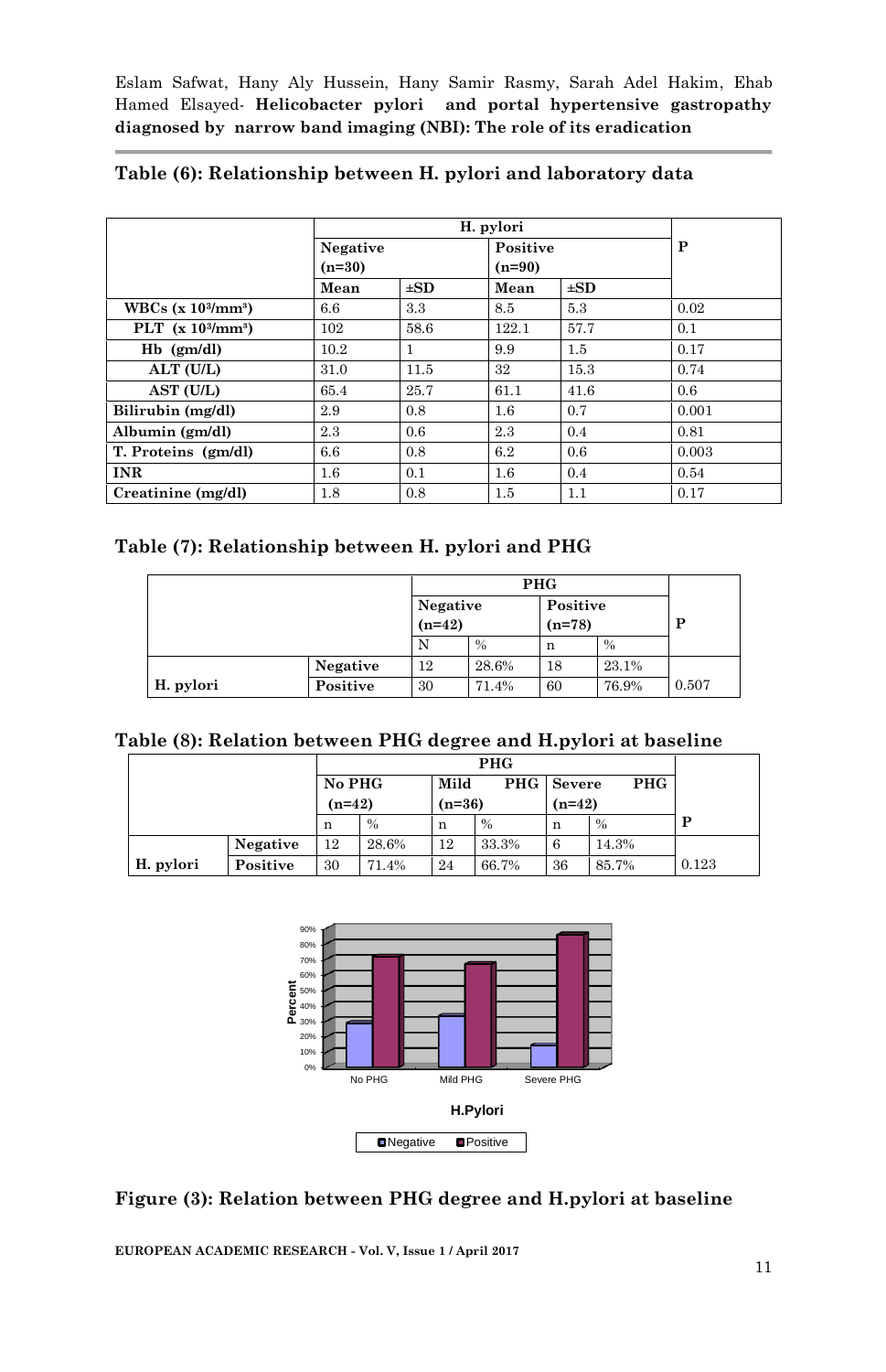**Table (6): Relationship between H. pylori and laboratory data**

| | H. pylori | | | | P |
|---|---|---|---|---|---|
| | Negative (n=30) | | Positive (n=90) | | |
| | Mean | ±SD | Mean | ±SD | |
| WBCs (x $10^3$/mm$^3$) | 6.6 | 3.3 | 8.5 | 5.3 | 0.02 |
| PLT (x $10^3$/mm$^3$) | 102 | 58.6 | 122.1 | 57.7 | 0.1 |
| Hb (gm/dl) | 10.2 | 1 | 9.9 | 1.5 | 0.17 |
| ALT (U/L) | 31.0 | 11.5 | 32 | 15.3 | 0.74 |
| AST (U/L) | 65.4 | 25.7 | 61.1 | 41.6 | 0.6 |
| Bilirubin (mg/dl) | 2.9 | 0.8 | 1.6 | 0.7 | 0.001 |
| Albumin (gm/dl) | 2.3 | 0.6 | 2.3 | 0.4 | 0.81 |
| T. Proteins (gm/dl) | 6.6 | 0.8 | 6.2 | 0.6 | 0.003 |
| INR | 1.6 | 0.1 | 1.6 | 0.4 | 0.54 |
| Creatinine (mg/dl) | 1.8 | 0.8 | 1.5 | 1.1 | 0.17 |

**Table (7): Relationship between H. pylori and PHG**

| | | PHG | | | | P |
|---|---|---|---|---|---|---|
| | | Negative (n=42) | | Positive (n=78) | | |
| | | N | % | n | % | |
| H. pylori | Negative | 12 | 28.6% | 18 | 23.1% | 0.507 |
| | Positive | 30 | 71.4% | 60 | 76.9% | |

**Table (8): Relation between PHG degree and H.pylori at baseline**

| | | PHG | | | | | | P |
|---|---|---|---|---|---|---|---|---|
| | | No PHG (n=42) | | Mild PHG (n=36) | | Severe PHG (n=42) | | |
| | | n | % | n | % | n | % | |
| H. pylori | Negative | 12 | 28.6% | 12 | 33.3% | 6 | 14.3% | 0.123 |
| | Positive | 30 | 71.4% | 24 | 66.7% | 36 | 85.7% | |

**Figure (3): Relation between PHG degree and H.pylori at baseline**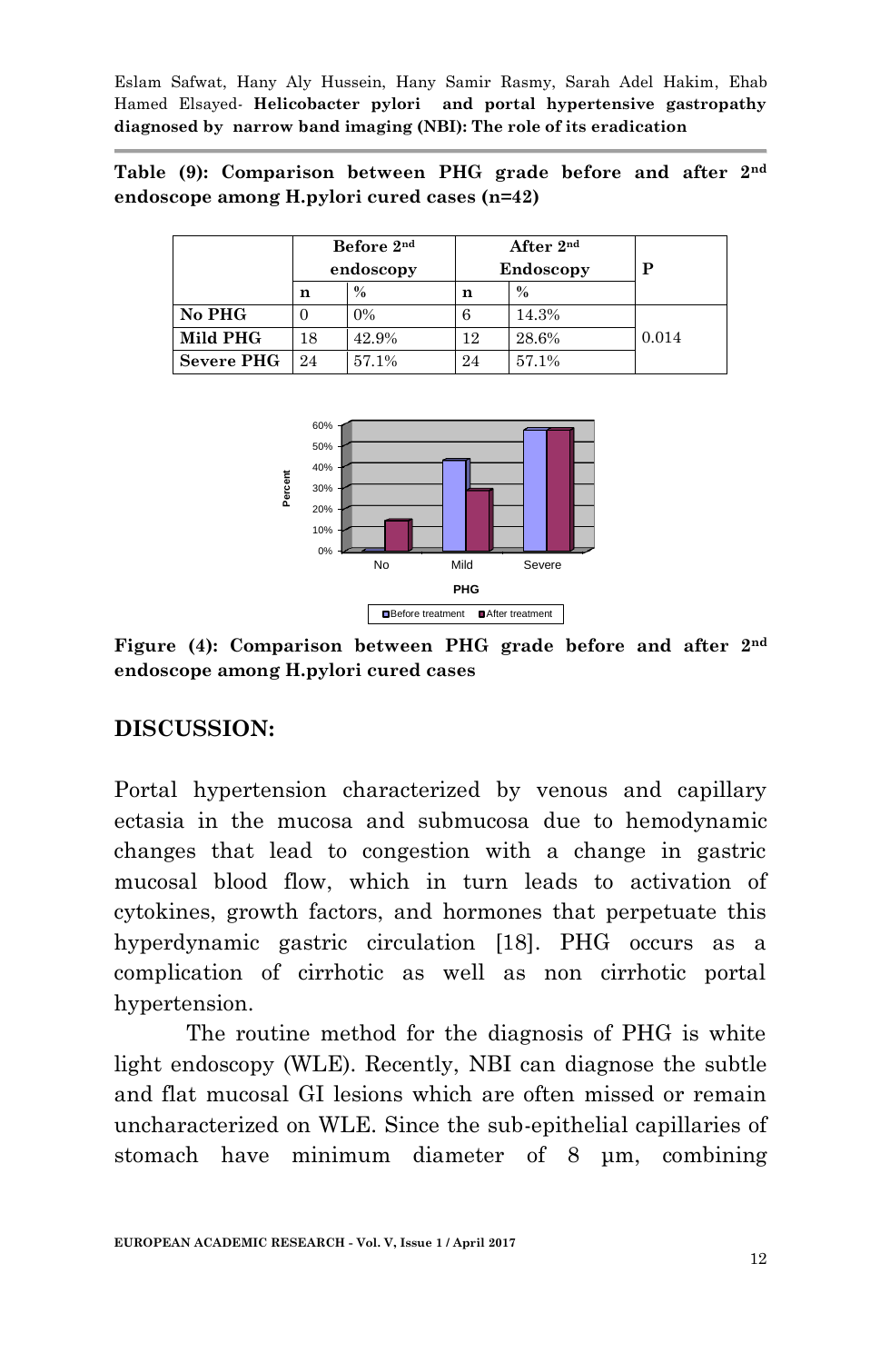**Table (9): Comparison between PHG grade before and after 2nd endoscope among H.pylori cured cases (n=42)**

| | Before 2nd endoscopy | | After 2nd Endoscopy | | P |
|---|---|---|---|---|---|
| | **n** | **%** | **n** | **%** | |
| **No PHG** | 0 | 0% | 6 | 14.3% | 0.014 |
| **Mild PHG** | 18 | 42.9% | 12 | 28.6% | |
| **Severe PHG** | 24 | 57.1% | 24 | 57.1% | |

**Figure (4): Comparison between PHG grade before and after 2nd endoscope among H.pylori cured cases**

## DISCUSSION:

Portal hypertension characterized by venous and capillary ectasia in the mucosa and submucosa due to hemodynamic changes that lead to congestion with a change in gastric mucosal blood flow, which in turn leads to activation of cytokines, growth factors, and hormones that perpetuate this hyperdynamic gastric circulation [18]. PHG occurs as a complication of cirrhotic as well as non cirrhotic portal hypertension.

The routine method for the diagnosis of PHG is white light endoscopy (WLE). Recently, NBI can diagnose the subtle and flat mucosal GI lesions which are often missed or remain uncharacterized on WLE. Since the sub-epithelial capillaries of stomach have minimum diameter of 8 µm, combining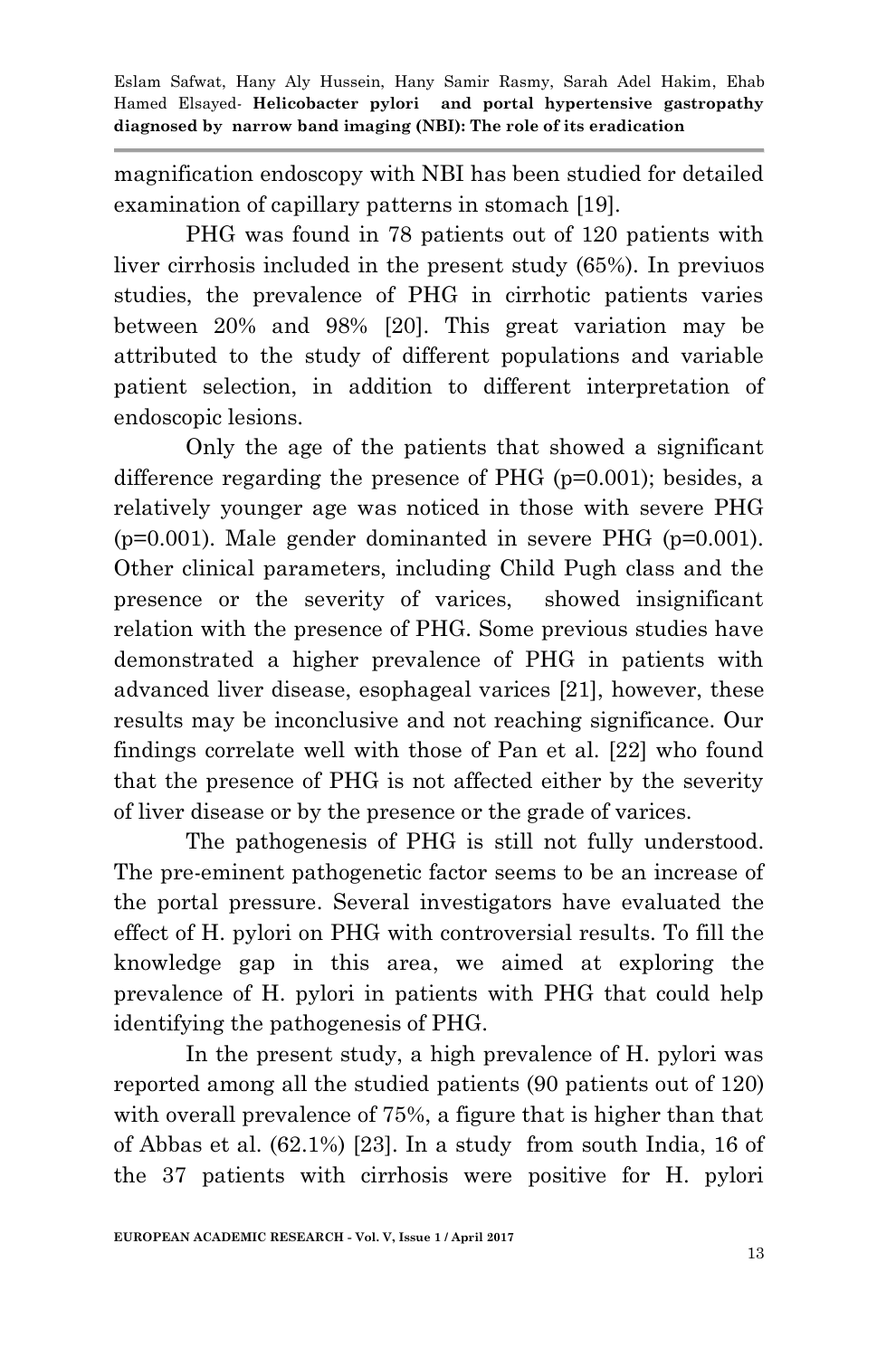magnification endoscopy with NBI has been studied for detailed examination of capillary patterns in stomach [19].

PHG was found in 78 patients out of 120 patients with liver cirrhosis included in the present study (65%). In previuos studies, the prevalence of PHG in cirrhotic patients varies between 20% and 98% [20]. This great variation may be attributed to the study of different populations and variable patient selection, in addition to different interpretation of endoscopic lesions.

Only the age of the patients that showed a significant difference regarding the presence of PHG (p=0.001); besides, a relatively younger age was noticed in those with severe PHG (p=0.001). Male gender dominanted in severe PHG (p=0.001). Other clinical parameters, including Child Pugh class and the presence or the severity of varices, showed insignificant relation with the presence of PHG. Some previous studies have demonstrated a higher prevalence of PHG in patients with advanced liver disease, esophageal varices [21], however, these results may be inconclusive and not reaching significance. Our findings correlate well with those of Pan et al. [22] who found that the presence of PHG is not affected either by the severity of liver disease or by the presence or the grade of varices.

The pathogenesis of PHG is still not fully understood. The pre-eminent pathogenetic factor seems to be an increase of the portal pressure. Several investigators have evaluated the effect of H. pylori on PHG with controversial results. To fill the knowledge gap in this area, we aimed at exploring the prevalence of H. pylori in patients with PHG that could help identifying the pathogenesis of PHG.

In the present study, a high prevalence of H. pylori was reported among all the studied patients (90 patients out of 120) with overall prevalence of 75%, a figure that is higher than that of Abbas et al. (62.1%) [23]. In a study from south India, 16 of the 37 patients with cirrhosis were positive for H. pylori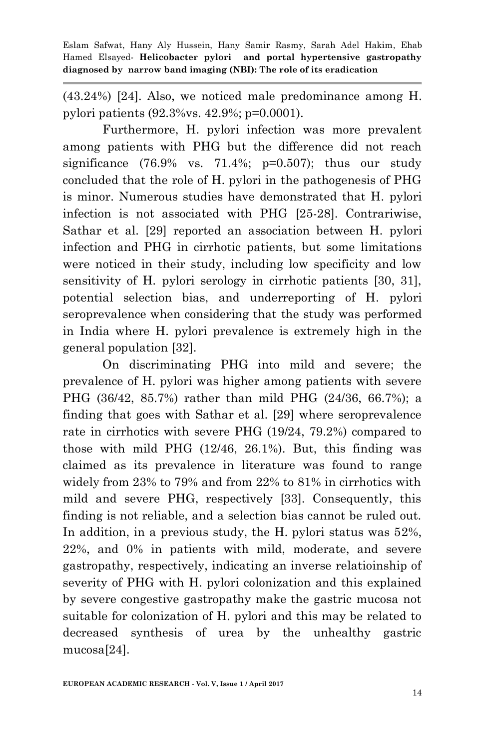(43.24%) [24]. Also, we noticed male predominance among H. pylori patients (92.3%vs. 42.9%; p=0.0001).

Furthermore, H. pylori infection was more prevalent among patients with PHG but the difference did not reach significance (76.9% vs. 71.4%; p=0.507); thus our study concluded that the role of H. pylori in the pathogenesis of PHG is minor. Numerous studies have demonstrated that H. pylori infection is not associated with PHG [25-28]. Contrariwise, Sathar et al. [29] reported an association between H. pylori infection and PHG in cirrhotic patients, but some limitations were noticed in their study, including low specificity and low sensitivity of H. pylori serology in cirrhotic patients [30, 31], potential selection bias, and underreporting of H. pylori seroprevalence when considering that the study was performed in India where H. pylori prevalence is extremely high in the general population [32].

On discriminating PHG into mild and severe; the prevalence of H. pylori was higher among patients with severe PHG (36/42, 85.7%) rather than mild PHG (24/36, 66.7%); a finding that goes with Sathar et al. [29] where seroprevalence rate in cirrhotics with severe PHG (19/24, 79.2%) compared to those with mild PHG (12/46, 26.1%). But, this finding was claimed as its prevalence in literature was found to range widely from 23% to 79% and from 22% to 81% in cirrhotics with mild and severe PHG, respectively [33]. Consequently, this finding is not reliable, and a selection bias cannot be ruled out. In addition, in a previous study, the H. pylori status was 52%, 22%, and 0% in patients with mild, moderate, and severe gastropathy, respectively, indicating an inverse relatioinship of severity of PHG with H. pylori colonization and this explained by severe congestive gastropathy make the gastric mucosa not suitable for colonization of H. pylori and this may be related to decreased synthesis of urea by the unhealthy gastric mucosa[24].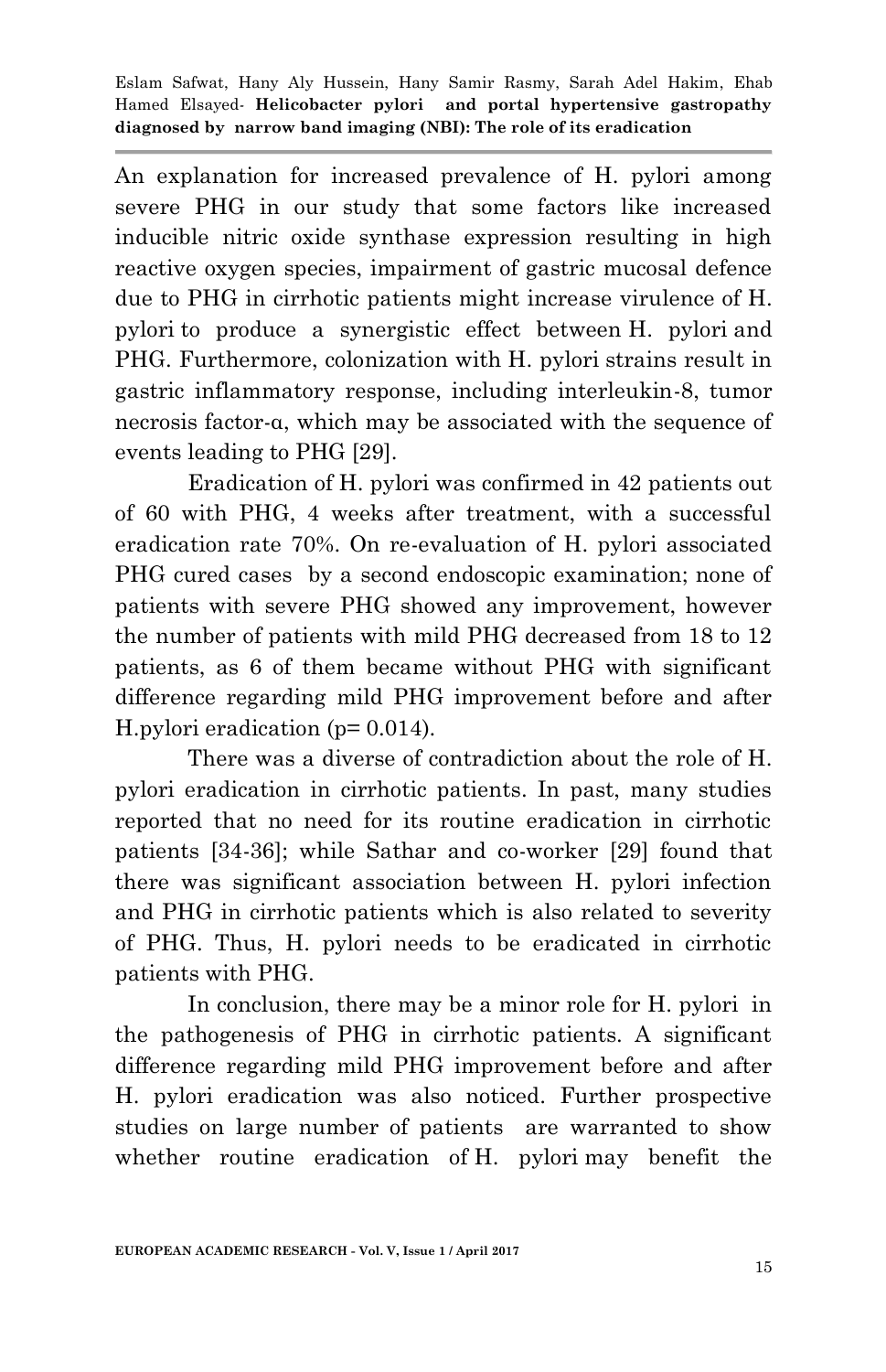An explanation for increased prevalence of H. pylori among severe PHG in our study that some factors like increased inducible nitric oxide synthase expression resulting in high reactive oxygen species, impairment of gastric mucosal defence due to PHG in cirrhotic patients might increase virulence of H. pylori to produce a synergistic effect between H. pylori and PHG. Furthermore, colonization with H. pylori strains result in gastric inflammatory response, including interleukin-8, tumor necrosis factor-α, which may be associated with the sequence of events leading to PHG [29].

Eradication of H. pylori was confirmed in 42 patients out of 60 with PHG, 4 weeks after treatment, with a successful eradication rate 70%. On re-evaluation of H. pylori associated PHG cured cases by a second endoscopic examination; none of patients with severe PHG showed any improvement, however the number of patients with mild PHG decreased from 18 to 12 patients, as 6 of them became without PHG with significant difference regarding mild PHG improvement before and after H.pylori eradication ($p= 0.014$).

There was a diverse of contradiction about the role of H. pylori eradication in cirrhotic patients. In past, many studies reported that no need for its routine eradication in cirrhotic patients [34-36]; while Sathar and co-worker [29] found that there was significant association between H. pylori infection and PHG in cirrhotic patients which is also related to severity of PHG. Thus, H. pylori needs to be eradicated in cirrhotic patients with PHG.

In conclusion, there may be a minor role for H. pylori in the pathogenesis of PHG in cirrhotic patients. A significant difference regarding mild PHG improvement before and after H. pylori eradication was also noticed. Further prospective studies on large number of patients are warranted to show whether routine eradication of H. pylori may benefit the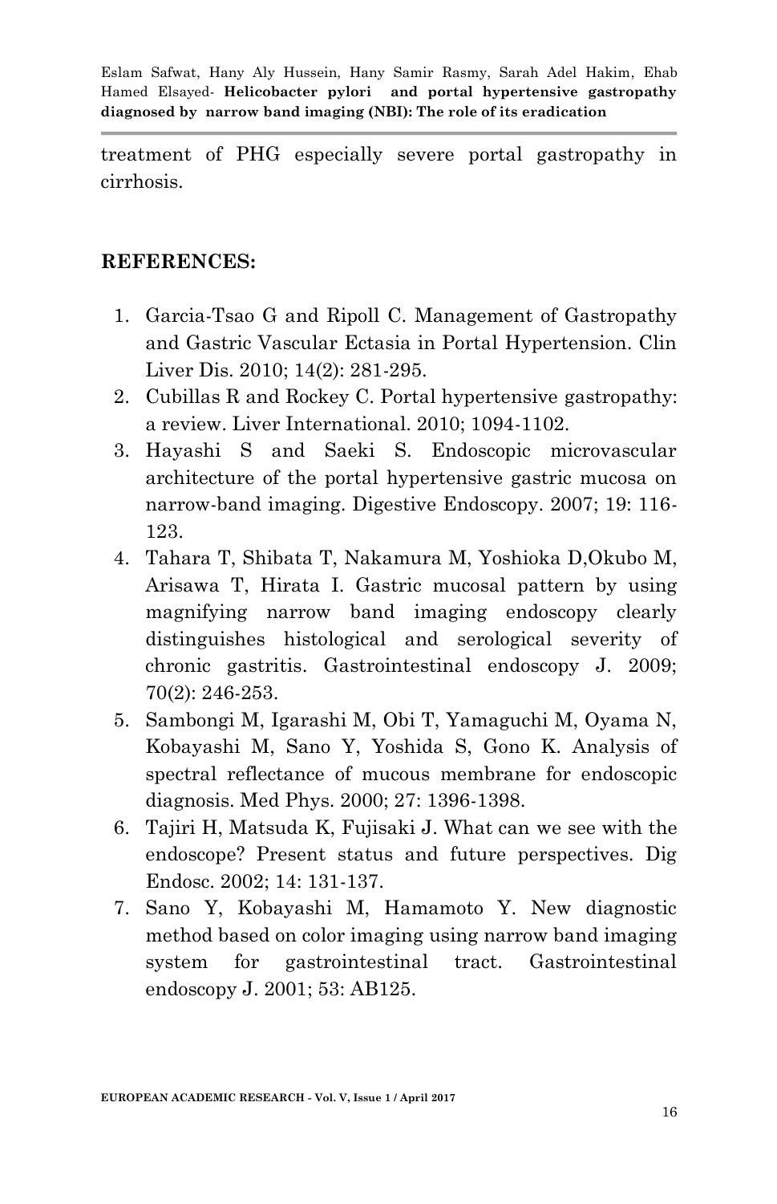treatment of PHG especially severe portal gastropathy in cirrhosis.

## REFERENCES:

1. Garcia-Tsao G and Ripoll C. Management of Gastropathy and Gastric Vascular Ectasia in Portal Hypertension. Clin Liver Dis. 2010; 14(2): 281-295.
2. Cubillas R and Rockey C. Portal hypertensive gastropathy: a review. Liver International. 2010; 1094-1102.
3. Hayashi S and Saeki S. Endoscopic microvascular architecture of the portal hypertensive gastric mucosa on narrow-band imaging. Digestive Endoscopy. 2007; 19: 116-123.
4. Tahara T, Shibata T, Nakamura M, Yoshioka D,Okubo M, Arisawa T, Hirata I. Gastric mucosal pattern by using magnifying narrow band imaging endoscopy clearly distinguishes histological and serological severity of chronic gastritis. Gastrointestinal endoscopy J. 2009; 70(2): 246-253.
5. Sambongi M, Igarashi M, Obi T, Yamaguchi M, Oyama N, Kobayashi M, Sano Y, Yoshida S, Gono K. Analysis of spectral reflectance of mucous membrane for endoscopic diagnosis. Med Phys. 2000; 27: 1396-1398.
6. Tajiri H, Matsuda K, Fujisaki J. What can we see with the endoscope? Present status and future perspectives. Dig Endosc. 2002; 14: 131-137.
7. Sano Y, Kobayashi M, Hamamoto Y. New diagnostic method based on color imaging using narrow band imaging system for gastrointestinal tract. Gastrointestinal endoscopy J. 2001; 53: AB125.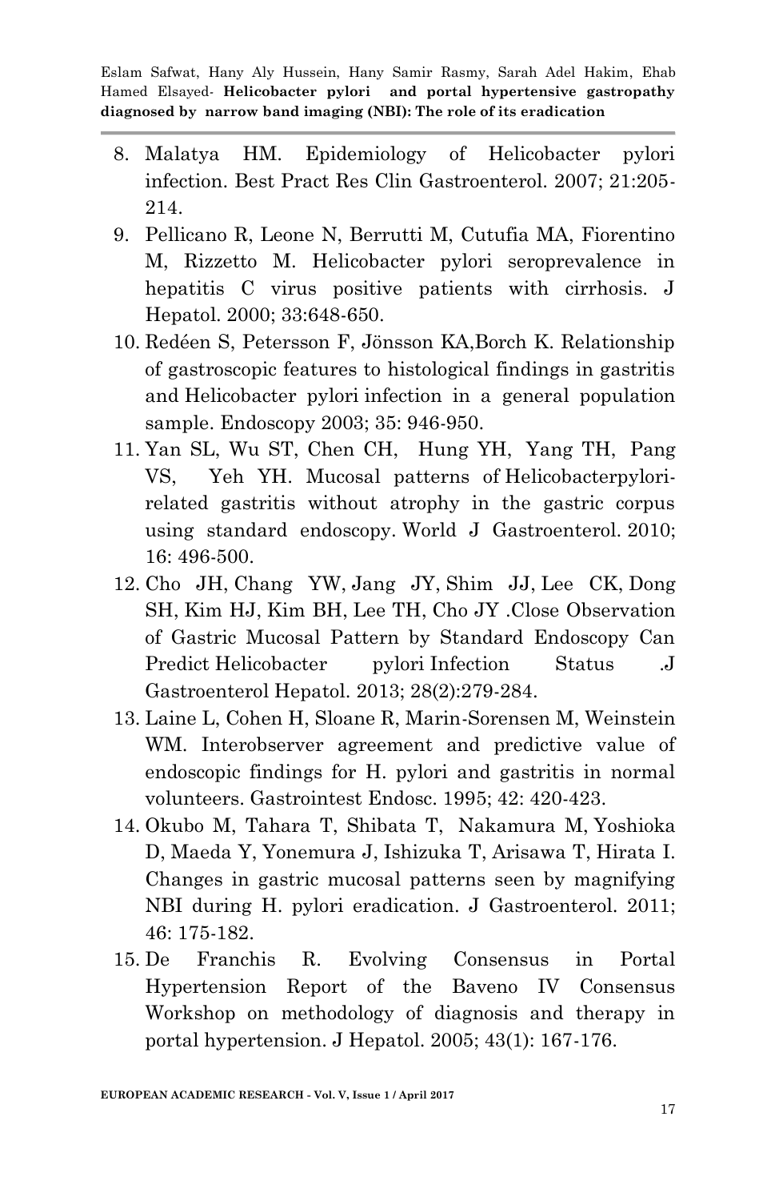8. Malatya HM. Epidemiology of Helicobacter pylori infection. Best Pract Res Clin Gastroenterol. 2007; 21:205-214.
9. Pellicano R, Leone N, Berrutti M, Cutufia MA, Fiorentino M, Rizzetto M. Helicobacter pylori seroprevalence in hepatitis C virus positive patients with cirrhosis. J Hepatol. 2000; 33:648-650.
10. Redéen S, Petersson F, Jönsson KA,Borch K. Relationship of gastroscopic features to histological findings in gastritis and Helicobacter pylori infection in a general population sample. Endoscopy 2003; 35: 946-950.
11. Yan SL, Wu ST, Chen CH, Hung YH, Yang TH, Pang VS, Yeh YH. Mucosal patterns of Helicobacterpylori-related gastritis without atrophy in the gastric corpus using standard endoscopy. World J Gastroenterol. 2010; 16: 496-500.
12. Cho JH, Chang YW, Jang JY, Shim JJ, Lee CK, Dong SH, Kim HJ, Kim BH, Lee TH, Cho JY .Close Observation of Gastric Mucosal Pattern by Standard Endoscopy Can Predict Helicobacter pylori Infection Status .J Gastroenterol Hepatol. 2013; 28(2):279-284.
13. Laine L, Cohen H, Sloane R, Marin-Sorensen M, Weinstein WM. Interobserver agreement and predictive value of endoscopic findings for H. pylori and gastritis in normal volunteers. Gastrointest Endosc. 1995; 42: 420-423.
14. Okubo M, Tahara T, Shibata T, Nakamura M, Yoshioka D, Maeda Y, Yonemura J, Ishizuka T, Arisawa T, Hirata I. Changes in gastric mucosal patterns seen by magnifying NBI during H. pylori eradication. J Gastroenterol. 2011; 46: 175-182.
15. De Franchis R. Evolving Consensus in Portal Hypertension Report of the Baveno IV Consensus Workshop on methodology of diagnosis and therapy in portal hypertension. J Hepatol. 2005; 43(1): 167-176.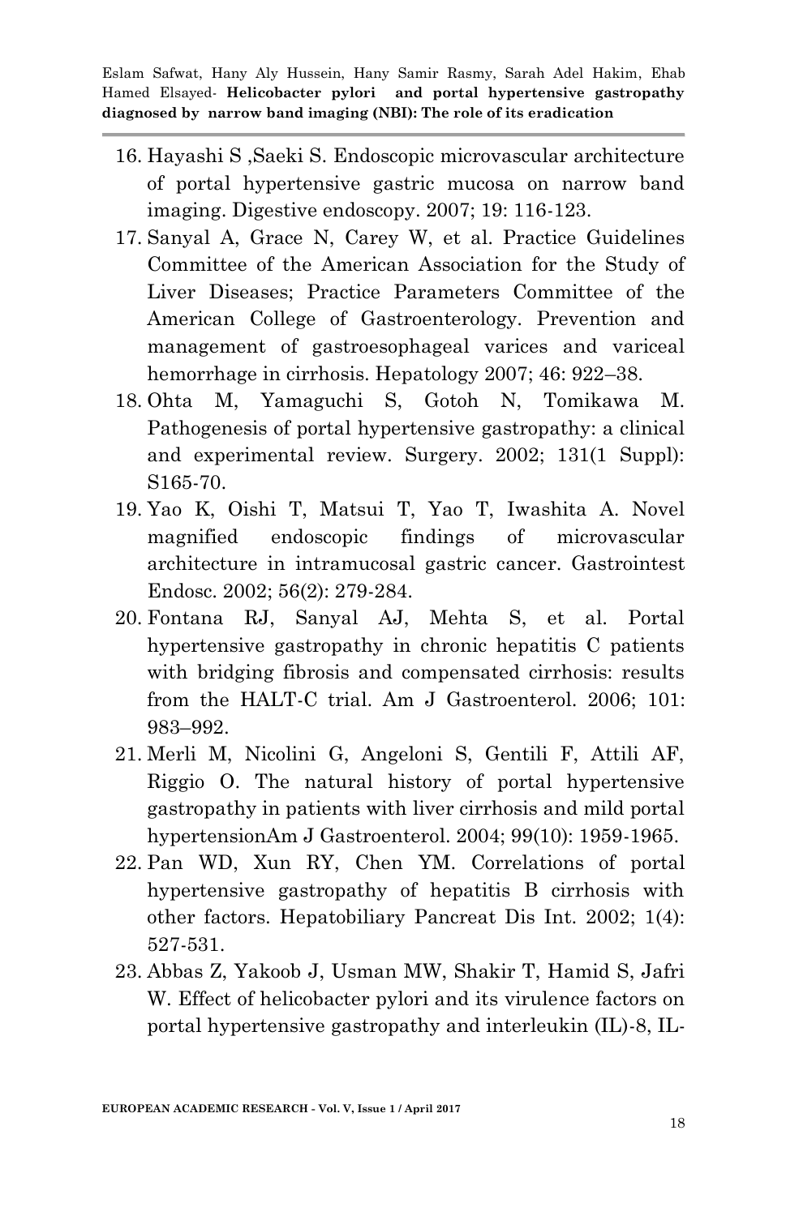16. Hayashi S ,Saeki S. Endoscopic microvascular architecture of portal hypertensive gastric mucosa on narrow band imaging. Digestive endoscopy. 2007; 19: 116-123.
17. Sanyal A, Grace N, Carey W, et al. Practice Guidelines Committee of the American Association for the Study of Liver Diseases; Practice Parameters Committee of the American College of Gastroenterology. Prevention and management of gastroesophageal varices and variceal hemorrhage in cirrhosis. Hepatology 2007; 46: 922–38.
18. Ohta M, Yamaguchi S, Gotoh N, Tomikawa M. Pathogenesis of portal hypertensive gastropathy: a clinical and experimental review. Surgery. 2002; 131(1 Suppl): S165-70.
19. Yao K, Oishi T, Matsui T, Yao T, Iwashita A. Novel magnified endoscopic findings of microvascular architecture in intramucosal gastric cancer. Gastrointest Endosc. 2002; 56(2): 279-284.
20. Fontana RJ, Sanyal AJ, Mehta S, et al. Portal hypertensive gastropathy in chronic hepatitis C patients with bridging fibrosis and compensated cirrhosis: results from the HALT-C trial. Am J Gastroenterol. 2006; 101: 983–992.
21. Merli M, Nicolini G, Angeloni S, Gentili F, Attili AF, Riggio O. The natural history of portal hypertensive gastropathy in patients with liver cirrhosis and mild portal hypertensionAm J Gastroenterol. 2004; 99(10): 1959-1965.
22. Pan WD, Xun RY, Chen YM. Correlations of portal hypertensive gastropathy of hepatitis B cirrhosis with other factors. Hepatobiliary Pancreat Dis Int. 2002; 1(4): 527-531.
23. Abbas Z, Yakoob J, Usman MW, Shakir T, Hamid S, Jafri W. Effect of helicobacter pylori and its virulence factors on portal hypertensive gastropathy and interleukin (IL)-8, IL-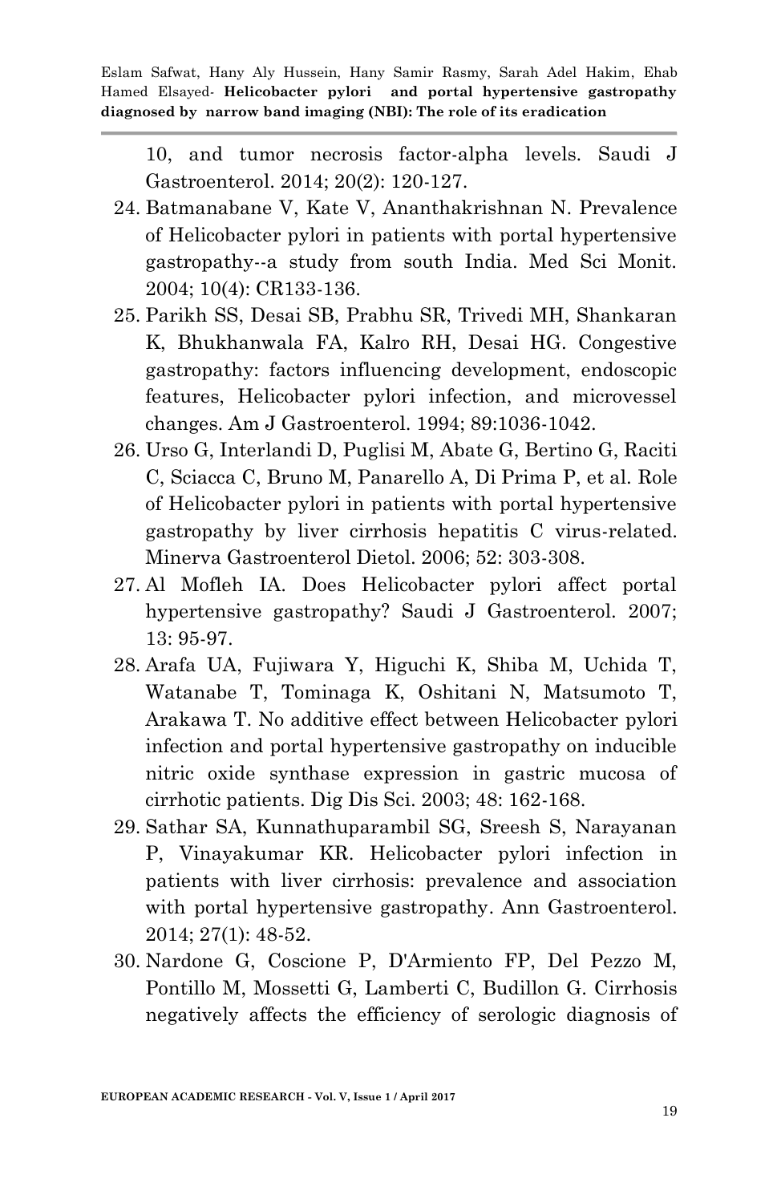10, and tumor necrosis factor-alpha levels. Saudi J Gastroenterol. 2014; 20(2): 120-127.

24. Batmanabane V, Kate V, Ananthakrishnan N. Prevalence of Helicobacter pylori in patients with portal hypertensive gastropathy--a study from south India. Med Sci Monit. 2004; 10(4): CR133-136.
25. Parikh SS, Desai SB, Prabhu SR, Trivedi MH, Shankaran K, Bhukhanwala FA, Kalro RH, Desai HG. Congestive gastropathy: factors influencing development, endoscopic features, Helicobacter pylori infection, and microvessel changes. Am J Gastroenterol. 1994; 89:1036-1042.
26. Urso G, Interlandi D, Puglisi M, Abate G, Bertino G, Raciti C, Sciacca C, Bruno M, Panarello A, Di Prima P, et al. Role of Helicobacter pylori in patients with portal hypertensive gastropathy by liver cirrhosis hepatitis C virus-related. Minerva Gastroenterol Dietol. 2006; 52: 303-308.
27. Al Mofleh IA. Does Helicobacter pylori affect portal hypertensive gastropathy? Saudi J Gastroenterol. 2007; 13: 95-97.
28. Arafa UA, Fujiwara Y, Higuchi K, Shiba M, Uchida T, Watanabe T, Tominaga K, Oshitani N, Matsumoto T, Arakawa T. No additive effect between Helicobacter pylori infection and portal hypertensive gastropathy on inducible nitric oxide synthase expression in gastric mucosa of cirrhotic patients. Dig Dis Sci. 2003; 48: 162-168.
29. Sathar SA, Kunnathuparambil SG, Sreesh S, Narayanan P, Vinayakumar KR. Helicobacter pylori infection in patients with liver cirrhosis: prevalence and association with portal hypertensive gastropathy. Ann Gastroenterol. 2014; 27(1): 48-52.
30. Nardone G, Coscione P, D'Armiento FP, Del Pezzo M, Pontillo M, Mossetti G, Lamberti C, Budillon G. Cirrhosis negatively affects the efficiency of serologic diagnosis of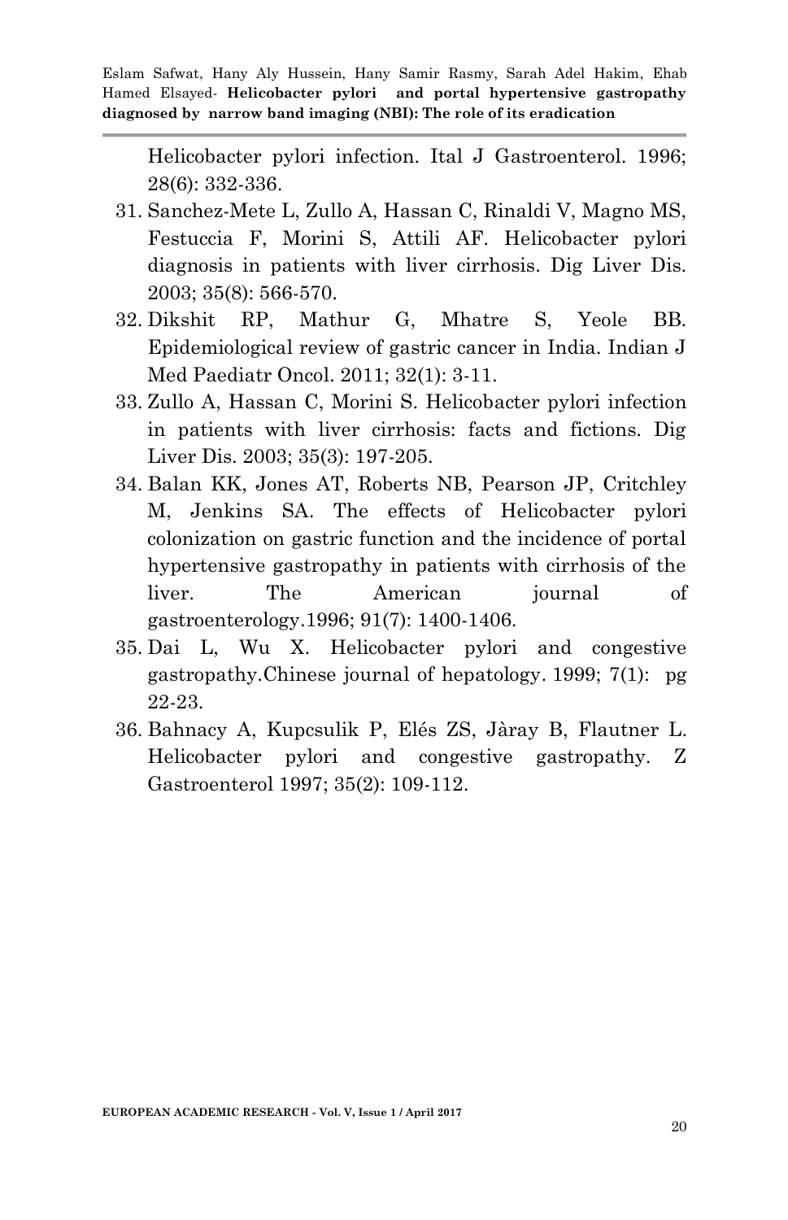Helicobacter pylori infection. Ital J Gastroenterol. 1996; 28(6): 332-336.

31. Sanchez-Mete L, Zullo A, Hassan C, Rinaldi V, Magno MS, Festuccia F, Morini S, Attili AF. Helicobacter pylori diagnosis in patients with liver cirrhosis. Dig Liver Dis. 2003; 35(8): 566-570.
32. Dikshit RP, Mathur G, Mhatre S, Yeole BB. Epidemiological review of gastric cancer in India. Indian J Med Paediatr Oncol. 2011; 32(1): 3-11.
33. Zullo A, Hassan C, Morini S. Helicobacter pylori infection in patients with liver cirrhosis: facts and fictions. Dig Liver Dis. 2003; 35(3): 197-205.
34. Balan KK, Jones AT, Roberts NB, Pearson JP, Critchley M, Jenkins SA. The effects of Helicobacter pylori colonization on gastric function and the incidence of portal hypertensive gastropathy in patients with cirrhosis of the liver. The American journal of gastroenterology.1996; 91(7): 1400-1406.
35. Dai L, Wu X. Helicobacter pylori and congestive gastropathy.Chinese journal of hepatology. 1999; 7(1): pg 22-23.
36. Bahnacy A, Kupcsulik P, Elés ZS, Jàray B, Flautner L. Helicobacter pylori and congestive gastropathy. Z Gastroenterol 1997; 35(2): 109-112.